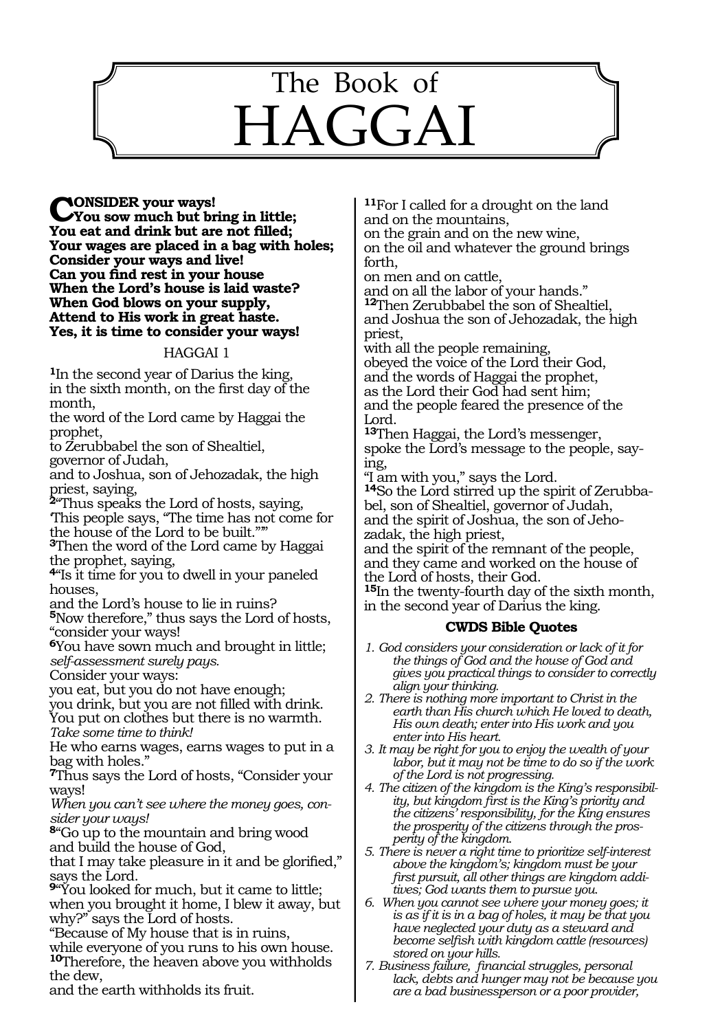# The Book of HAGGAI

**CONSIDER your ways!**
**You sow much but bring in little;**
**You eat and drink but are not filled;**
**Your wages are placed in a bag with holes;**
**Consider your ways and live!**
**Can you find rest in your house**
**When the Lord's house is laid waste?**
**When God blows on your supply,**
**Attend to His work in great haste.**
**Yes, it is time to consider your ways!**

## HAGGAI 1

**1**In the second year of Darius the king,
in the sixth month, on the first day of the month,
the word of the Lord came by Haggai the prophet,
to Zerubbabel the son of Shealtiel,
governor of Judah,
and to Joshua, son of Jehozadak, the high priest, saying,
**2**"Thus speaks the Lord of hosts, saying,
'This people says, "The time has not come for the house of the Lord to be built."'"
**3**Then the word of the Lord came by Haggai the prophet, saying,
**4**"Is it time for you to dwell in your paneled houses,
and the Lord's house to lie in ruins?
**5**Now therefore," thus says the Lord of hosts,
"consider your ways!
**6**You have sown much and brought in little;
*self-assessment surely pays.*
Consider your ways:
you eat, but you do not have enough;
you drink, but you are not filled with drink.
You put on clothes but there is no warmth.
*Take some time to think!*
He who earns wages, earns wages to put in a bag with holes."
**7**Thus says the Lord of hosts, "Consider your ways!
*When you can't see where the money goes, consider your ways!*
**8**"Go up to the mountain and bring wood
and build the house of God,
that I may take pleasure in it and be glorified,"
says the Lord.
**9**"You looked for much, but it came to little;
when you brought it home, I blew it away, but why?" says the Lord of hosts.
"Because of My house that is in ruins,
while everyone of you runs to his own house.
**10**Therefore, the heaven above you withholds the dew,
and the earth withholds its fruit.
**11**For I called for a drought on the land
and on the mountains,
on the grain and on the new wine,
on the oil and whatever the ground brings forth,
on men and on cattle,
and on all the labor of your hands."
**12**Then Zerubbabel the son of Shealtiel,
and Joshua the son of Jehozadak, the high priest,
with all the people remaining,
obeyed the voice of the Lord their God,
and the words of Haggai the prophet,
as the Lord their God had sent him;
and the people feared the presence of the Lord.
**13**Then Haggai, the Lord's messenger,
spoke the Lord's message to the people, saying,
"I am with you," says the Lord.
**14**So the Lord stirred up the spirit of Zerubbabel, son of Shealtiel, governor of Judah,
and the spirit of Joshua, the son of Jehozadak, the high priest,
and the spirit of the remnant of the people,
and they came and worked on the house of the Lord of hosts, their God.
**15**In the twenty-fourth day of the sixth month,
in the second year of Darius the king.

### CWDS Bible Quotes

1. *God considers your consideration or lack of it for the things of God and the house of God and gives you practical things to consider to correctly align your thinking.*
2. *There is nothing more important to Christ in the earth than His church which He loved to death, His own death; enter into His work and you enter into His heart.*
3. *It may be right for you to enjoy the wealth of your labor, but it may not be time to do so if the work of the Lord is not progressing.*
4. *The citizen of the kingdom is the King's responsibility, but kingdom first is the King's priority and the citizens' responsibility, for the King ensures the prosperity of the citizens through the prosperity of the kingdom.*
5. *There is never a right time to prioritize self-interest above the kingdom's; kingdom must be your first pursuit, all other things are kingdom additives; God wants them to pursue you.*
6. *When you cannot see where your money goes; it is as if it is in a bag of holes, it may be that you have neglected your duty as a steward and become selfish with kingdom cattle (resources) stored on your hills.*
7. *Business failure, financial struggles, personal lack, debts and hunger may not be because you are a bad businessperson or a poor provider,*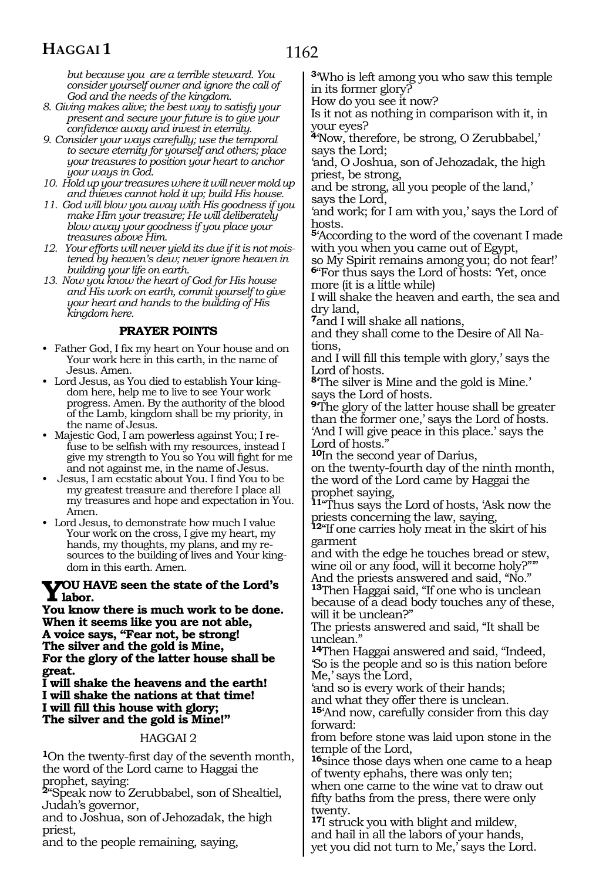*but because you are a terrible steward. You consider yourself owner and ignore the call of God and the needs of the kingdom.*

8. *Giving makes alive; the best way to satisfy your present and secure your future is to give your confidence away and invest in eternity.*
9. *Consider your ways carefully; use the temporal to secure eternity for yourself and others; place your treasures to position your heart to anchor your ways in God.*
10. *Hold up your treasures where it will never mold up and thieves cannot hold it up; build His house.*
11. *God will blow you away with His goodness if you make Him your treasure; He will deliberately blow away your goodness if you place your treasures above Him.*
12. *Your efforts will never yield its due if it is not moistened by heaven's dew; never ignore heaven in building your life on earth.*
13. *Now you know the heart of God for His house and His work on earth, commit yourself to give your heart and hands to the building of His kingdom here.*

### PRAYER POINTS

- Father God, I fix my heart on Your house and on Your work here in this earth, in the name of Jesus. Amen.
- Lord Jesus, as You died to establish Your kingdom here, help me to live to see Your work progress. Amen. By the authority of the blood of the Lamb, kingdom shall be my priority, in the name of Jesus.
- Majestic God, I am powerless against You; I refuse to be selfish with my resources, instead I give my strength to You so You will fight for me and not against me, in the name of Jesus.
- Jesus, I am ecstatic about You. I find You to be my greatest treasure and therefore I place all my treasures and hope and expectation in You. Amen.
- Lord Jesus, to demonstrate how much I value Your work on the cross, I give my heart, my hands, my thoughts, my plans, and my resources to the building of lives and Your kingdom in this earth. Amen.

**YOU HAVE seen the state of the Lord's labor.**
**You know there is much work to be done.**
**When it seems like you are not able,**
**A voice says, "Fear not, be strong!**
**The silver and the gold is Mine,**
**For the glory of the latter house shall be great.**
**I will shake the heavens and the earth!**
**I will shake the nations at that time!**
**I will fill this house with glory;**
**The silver and the gold is Mine!"**

## HAGGAI 2

[1]On the twenty-first day of the seventh month, the word of the Lord came to Haggai the prophet, saying:
[2]"Speak now to Zerubbabel, son of Shealtiel, Judah's governor,
and to Joshua, son of Jehozadak, the high priest,
and to the people remaining, saying,
[3]'Who is left among you who saw this temple in its former glory?
How do you see it now?
Is it not as nothing in comparison with it, in your eyes?
[4]'Now, therefore, be strong, O Zerubbabel,' says the Lord;
'and, O Joshua, son of Jehozadak, the high priest, be strong,
and be strong, all you people of the land,' says the Lord,
'and work; for I am with you,' says the Lord of hosts.
[5]'According to the word of the covenant I made with you when you came out of Egypt,
so My Spirit remains among you; do not fear!'
[6]"For thus says the Lord of hosts: 'Yet, once more (it is a little while)
I will shake the heaven and earth, the sea and dry land,
[7]and I will shake all nations,
and they shall come to the Desire of All Nations,
and I will fill this temple with glory,' says the Lord of hosts.
[8]'The silver is Mine and the gold is Mine.' says the Lord of hosts.
[9]'The glory of the latter house shall be greater than the former one,' says the Lord of hosts.
'And I will give peace in this place.' says the Lord of hosts."
[10]In the second year of Darius,
on the twenty-fourth day of the ninth month,
the word of the Lord came by Haggai the prophet saying,
[11]"Thus says the Lord of hosts, 'Ask now the priests concerning the law, saying,
[12]"If one carries holy meat in the skirt of his garment
and with the edge he touches bread or stew, wine oil or any food, will it become holy?"'"
And the priests answered and said, "No."
[13]Then Haggai said, "If one who is unclean because of a dead body touches any of these, will it be unclean?"
The priests answered and said, "It shall be unclean."
[14]Then Haggai answered and said, "Indeed, 'So is the people and so is this nation before Me,' says the Lord,
'and so is every work of their hands;
and what they offer there is unclean.
[15]'And now, carefully consider from this day forward:
from before stone was laid upon stone in the temple of the Lord,
[16]since those days when one came to a heap of twenty ephahs, there was only ten;
when one came to the wine vat to draw out fifty baths from the press, there were only twenty.
[17]I struck you with blight and mildew,
and hail in all the labors of your hands,
yet you did not turn to Me,' says the Lord.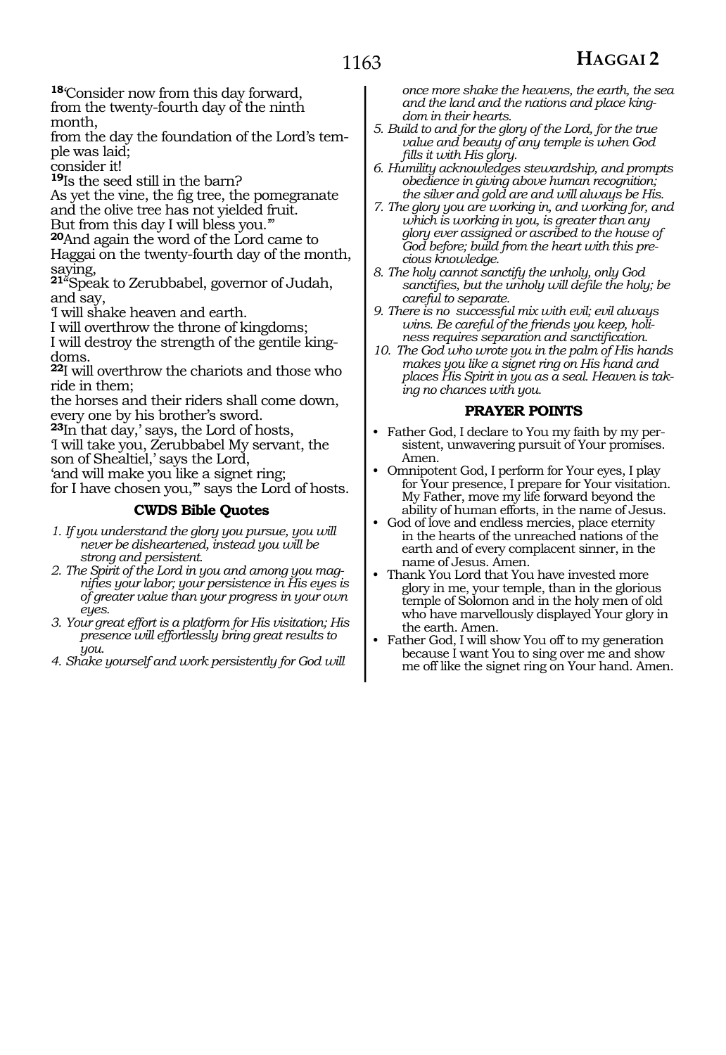[18]'Consider now from this day forward,
from the twenty-fourth day of the ninth month,
from the day the foundation of the Lord's temple was laid;
consider it!
[19]Is the seed still in the barn?
As yet the vine, the fig tree, the pomegranate and the olive tree has not yielded fruit.
But from this day I will bless you.'"
[20]And again the word of the Lord came to Haggai on the twenty-fourth day of the month, saying,
[21]"Speak to Zerubbabel, governor of Judah, and say,
'I will shake heaven and earth.
I will overthrow the throne of kingdoms;
I will destroy the strength of the gentile kingdoms.
[22]I will overthrow the chariots and those who ride in them;
the horses and their riders shall come down,
every one by his brother's sword.
[23]In that day,' says, the Lord of hosts,
'I will take you, Zerubbabel My servant, the son of Shealtiel,' says the Lord,
'and will make you like a signet ring;
for I have chosen you,'" says the Lord of hosts.

### CWDS Bible Quotes

1. *If you understand the glory you pursue, you will never be disheartened, instead you will be strong and persistent.*
2. *The Spirit of the Lord in you and among you magnifies your labor; your persistence in His eyes is of greater value than your progress in your own eyes.*
3. *Your great effort is a platform for His visitation; His presence will effortlessly bring great results to you.*
4. *Shake yourself and work persistently for God will once more shake the heavens, the earth, the sea and the land and the nations and place kingdom in their hearts.*
5. *Build to and for the glory of the Lord, for the true value and beauty of any temple is when God fills it with His glory.*
6. *Humility acknowledges stewardship, and prompts obedience in giving above human recognition; the silver and gold are and will always be His.*
7. *The glory you are working in, and working for, and which is working in you, is greater than any glory ever assigned or ascribed to the house of God before; build from the heart with this precious knowledge.*
8. *The holy cannot sanctify the unholy, only God sanctifies, but the unholy will defile the holy; be careful to separate.*
9. *There is no successful mix with evil; evil always wins. Be careful of the friends you keep, holiness requires separation and sanctification.*
10. *The God who wrote you in the palm of His hands makes you like a signet ring on His hand and places His Spirit in you as a seal. Heaven is taking no chances with you.*

### PRAYER POINTS

- Father God, I declare to You my faith by my persistent, unwavering pursuit of Your promises. Amen.
- Omnipotent God, I perform for Your eyes, I play for Your presence, I prepare for Your visitation. My Father, move my life forward beyond the ability of human efforts, in the name of Jesus.
- God of love and endless mercies, place eternity in the hearts of the unreached nations of the earth and of every complacent sinner, in the name of Jesus. Amen.
- Thank You Lord that You have invested more glory in me, your temple, than in the glorious temple of Solomon and in the holy men of old who have marvellously displayed Your glory in the earth. Amen.
- Father God, I will show You off to my generation because I want You to sing over me and show me off like the signet ring on Your hand. Amen.